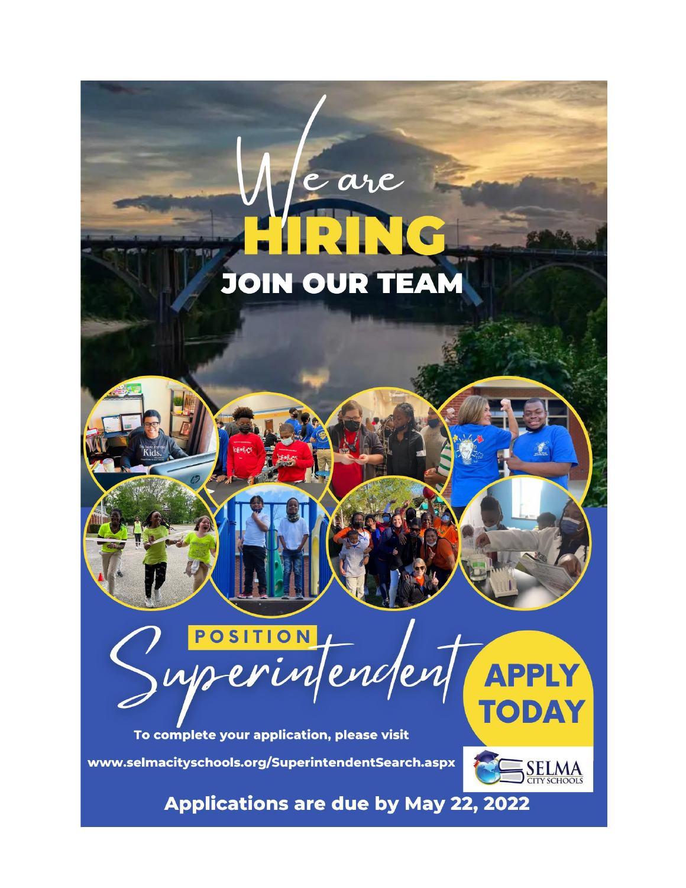# We are HIRING

## JOIN OUR TEAM

**POSITION**

# Superintendent

**APPLY TODAY**

**To complete your application, please visit**

**www.selmacityschools.org/SuperintendentSearch.aspx**

SELMA CITY SCHOOLS

**Applications are due by May 22, 2022**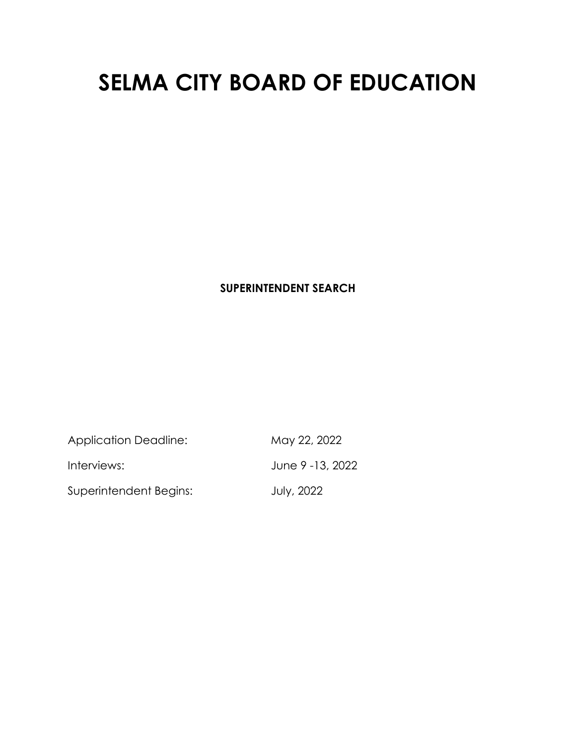# SELMA CITY BOARD OF EDUCATION

**SUPERINTENDENT SEARCH**

| | |
|---|---|
| Application Deadline: | May 22, 2022 |
| Interviews: | June 9 -13, 2022 |
| Superintendent Begins: | July, 2022 |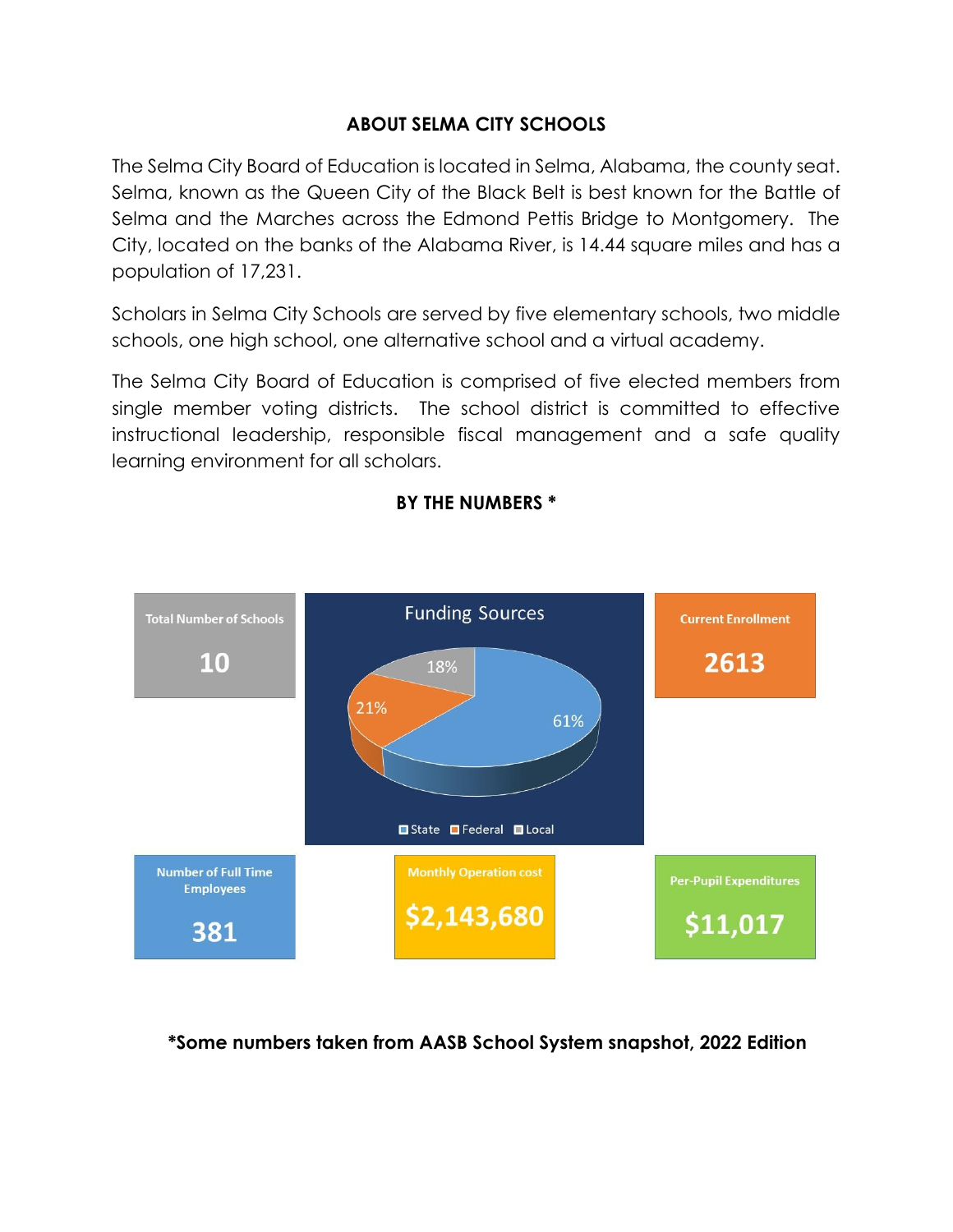## ABOUT SELMA CITY SCHOOLS

The Selma City Board of Education is located in Selma, Alabama, the county seat. Selma, known as the Queen City of the Black Belt is best known for the Battle of Selma and the Marches across the Edmond Pettis Bridge to Montgomery. The City, located on the banks of the Alabama River, is 14.44 square miles and has a population of 17,231.

Scholars in Selma City Schools are served by five elementary schools, two middle schools, one high school, one alternative school and a virtual academy.

The Selma City Board of Education is comprised of five elected members from single member voting districts. The school district is committed to effective instructional leadership, responsible fiscal management and a safe quality learning environment for all scholars.

## BY THE NUMBERS *

**Total Number of Schools**
10

**Funding Sources**
- State: 61%
- Federal: 21%
- Local: 18%

**Current Enrollment**
2613

**Number of Full Time Employees**
381

**Monthly Operation cost**
$2,143,680

**Per-Pupil Expenditures**
$11,017

***Some numbers taken from AASB School System snapshot, 2022 Edition**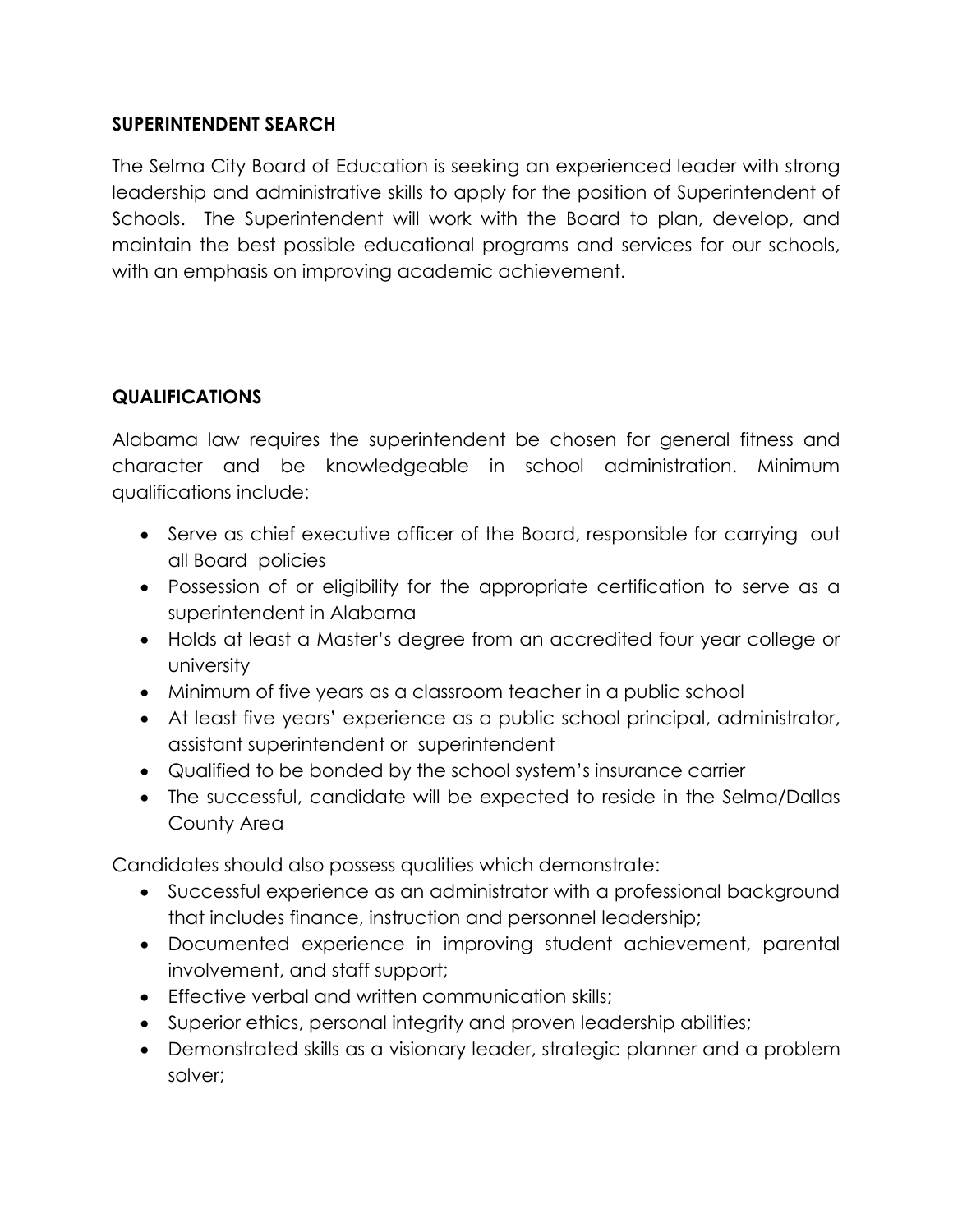**SUPERINTENDENT SEARCH**

The Selma City Board of Education is seeking an experienced leader with strong leadership and administrative skills to apply for the position of Superintendent of Schools. The Superintendent will work with the Board to plan, develop, and maintain the best possible educational programs and services for our schools, with an emphasis on improving academic achievement.

**QUALIFICATIONS**

Alabama law requires the superintendent be chosen for general fitness and character and be knowledgeable in school administration. Minimum qualifications include:

- Serve as chief executive officer of the Board, responsible for carrying out all Board policies
- Possession of or eligibility for the appropriate certification to serve as a superintendent in Alabama
- Holds at least a Master's degree from an accredited four year college or university
- Minimum of five years as a classroom teacher in a public school
- At least five years' experience as a public school principal, administrator, assistant superintendent or superintendent
- Qualified to be bonded by the school system's insurance carrier
- The successful, candidate will be expected to reside in the Selma/Dallas County Area

Candidates should also possess qualities which demonstrate:

- Successful experience as an administrator with a professional background that includes finance, instruction and personnel leadership;
- Documented experience in improving student achievement, parental involvement, and staff support;
- Effective verbal and written communication skills;
- Superior ethics, personal integrity and proven leadership abilities;
- Demonstrated skills as a visionary leader, strategic planner and a problem solver;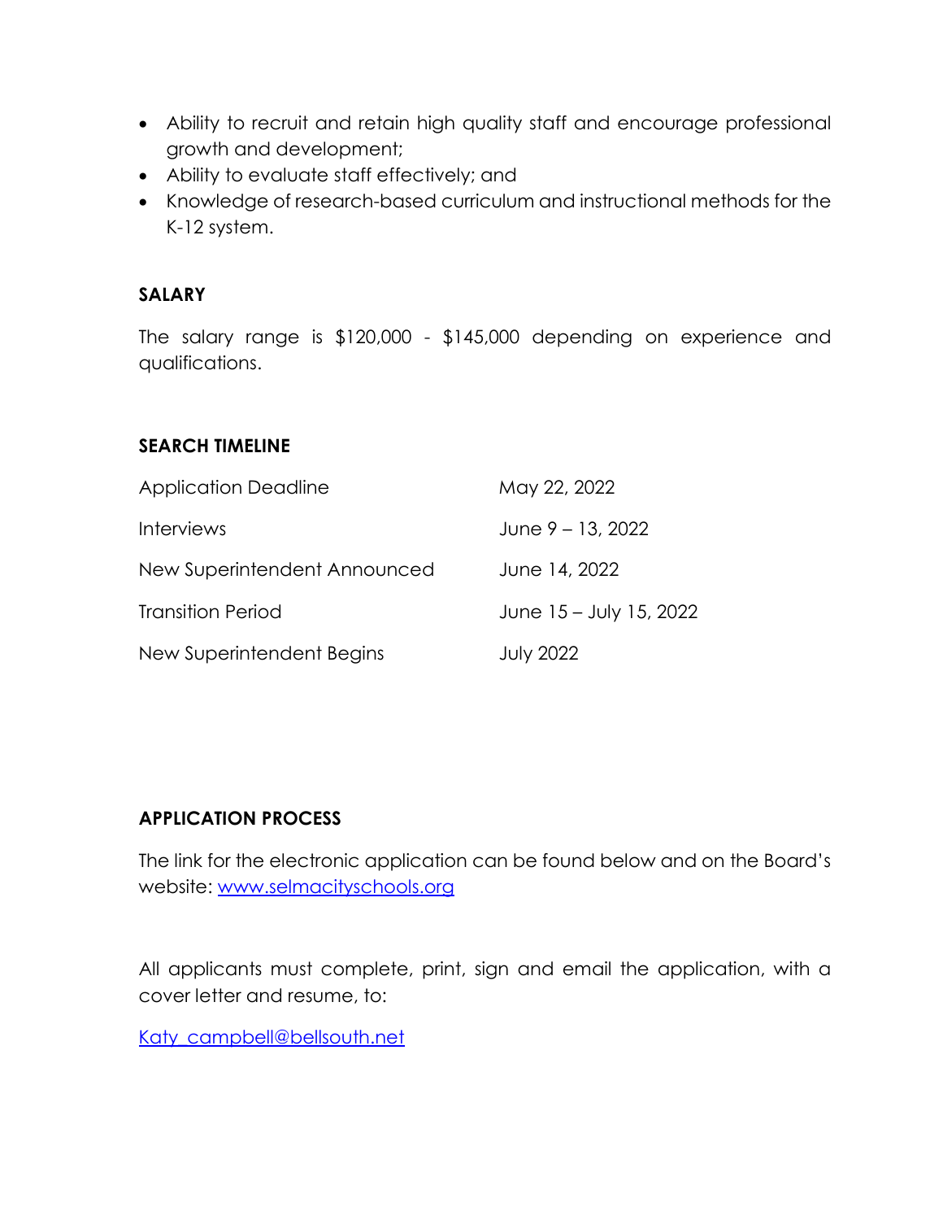- Ability to recruit and retain high quality staff and encourage professional growth and development;
- Ability to evaluate staff effectively; and
- Knowledge of research-based curriculum and instructional methods for the K-12 system.

**SALARY**

The salary range is $120,000 - $145,000 depending on experience and qualifications.

**SEARCH TIMELINE**

| | |
|---|---|
| Application Deadline | May 22, 2022 |
| Interviews | June 9 – 13, 2022 |
| New Superintendent Announced | June 14, 2022 |
| Transition Period | June 15 – July 15, 2022 |
| New Superintendent Begins | July 2022 |

**APPLICATION PROCESS**

The link for the electronic application can be found below and on the Board's website: www.selmacityschools.org

All applicants must complete, print, sign and email the application, with a cover letter and resume, to:

Katy_campbell@bellsouth.net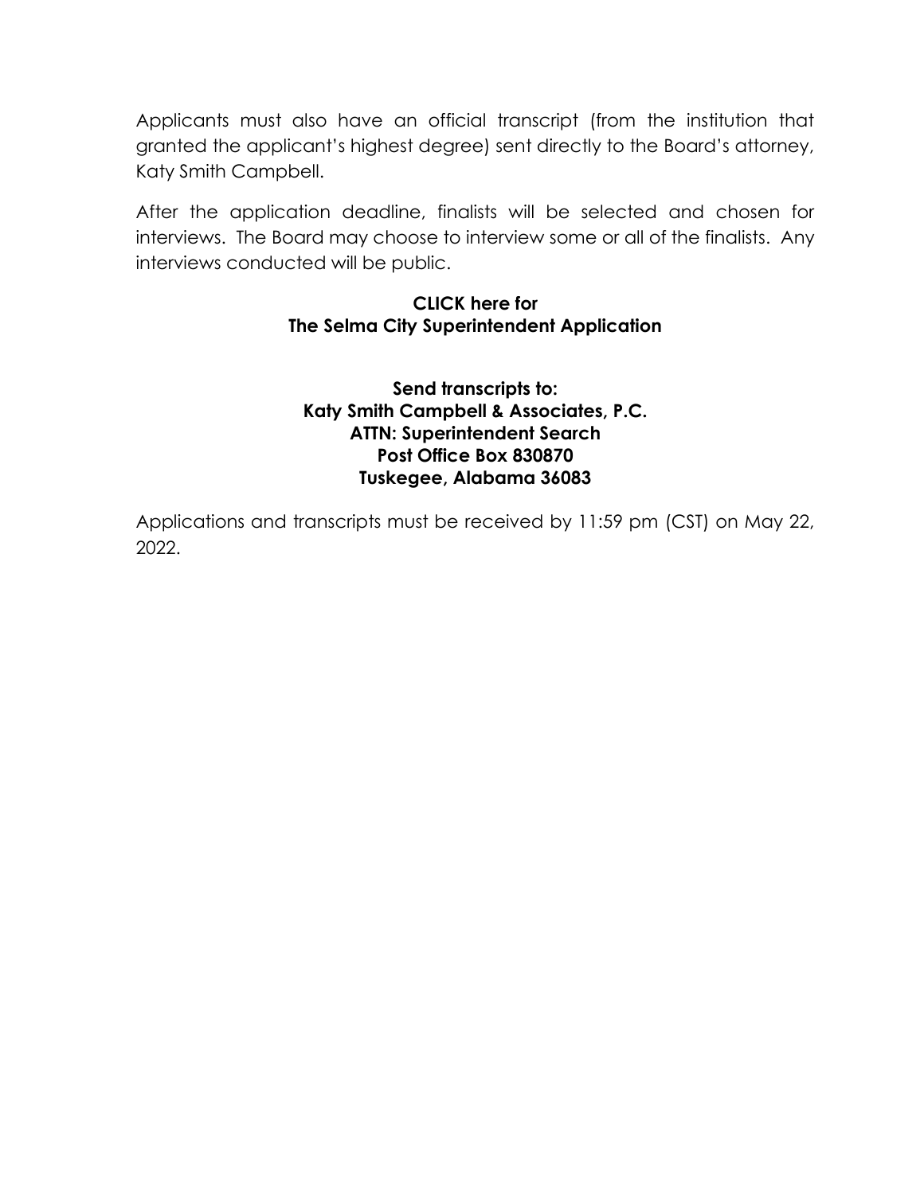Applicants must also have an official transcript (from the institution that granted the applicant's highest degree) sent directly to the Board's attorney, Katy Smith Campbell.

After the application deadline, finalists will be selected and chosen for interviews. The Board may choose to interview some or all of the finalists. Any interviews conducted will be public.

**CLICK here for**
**The Selma City Superintendent Application**

**Send transcripts to:**
**Katy Smith Campbell & Associates, P.C.**
**ATTN: Superintendent Search**
**Post Office Box 830870**
**Tuskegee, Alabama 36083**

Applications and transcripts must be received by 11:59 pm (CST) on May 22, 2022.